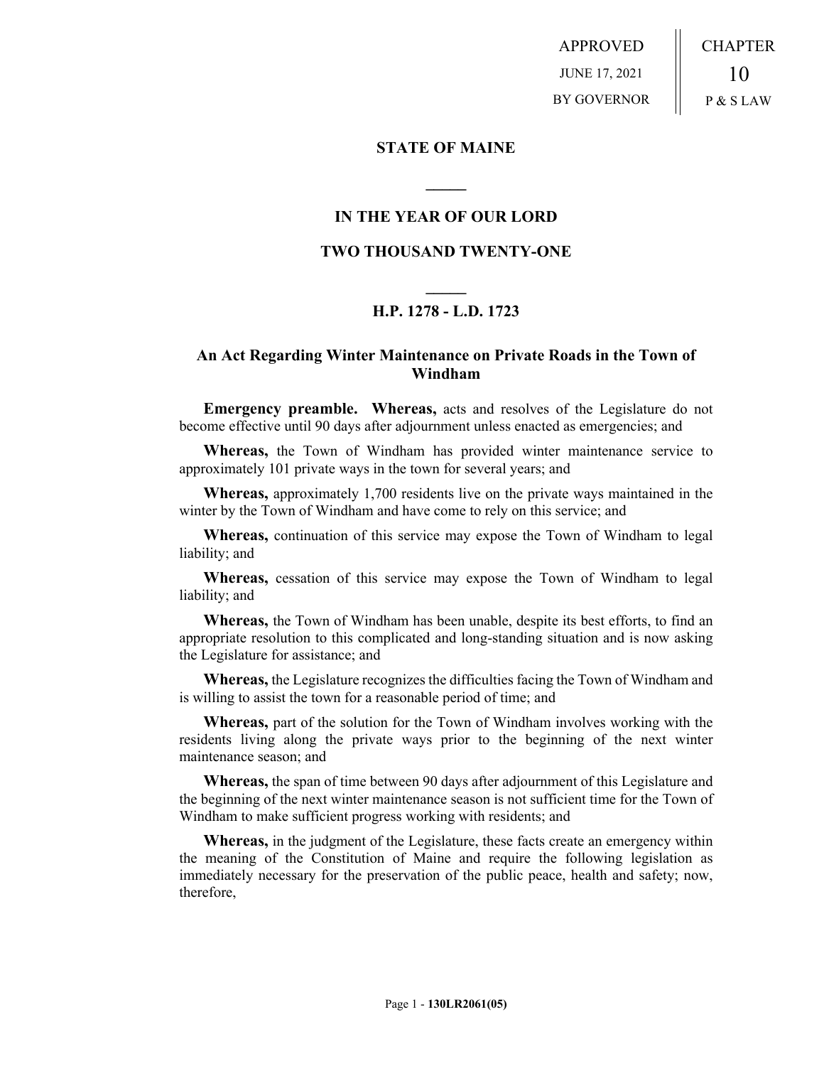APPROVED
JUNE 17, 2021
BY GOVERNOR

CHAPTER
10
P & S LAW

## STATE OF MAINE

---

## IN THE YEAR OF OUR LORD

## TWO THOUSAND TWENTY-ONE

---

## H.P. 1278 - L.D. 1723

### An Act Regarding Winter Maintenance on Private Roads in the Town of Windham

**Emergency preamble. Whereas,** acts and resolves of the Legislature do not become effective until 90 days after adjournment unless enacted as emergencies; and

**Whereas,** the Town of Windham has provided winter maintenance service to approximately 101 private ways in the town for several years; and

**Whereas,** approximately 1,700 residents live on the private ways maintained in the winter by the Town of Windham and have come to rely on this service; and

**Whereas,** continuation of this service may expose the Town of Windham to legal liability; and

**Whereas,** cessation of this service may expose the Town of Windham to legal liability; and

**Whereas,** the Town of Windham has been unable, despite its best efforts, to find an appropriate resolution to this complicated and long-standing situation and is now asking the Legislature for assistance; and

**Whereas,** the Legislature recognizes the difficulties facing the Town of Windham and is willing to assist the town for a reasonable period of time; and

**Whereas,** part of the solution for the Town of Windham involves working with the residents living along the private ways prior to the beginning of the next winter maintenance season; and

**Whereas,** the span of time between 90 days after adjournment of this Legislature and the beginning of the next winter maintenance season is not sufficient time for the Town of Windham to make sufficient progress working with residents; and

**Whereas,** in the judgment of the Legislature, these facts create an emergency within the meaning of the Constitution of Maine and require the following legislation as immediately necessary for the preservation of the public peace, health and safety; now, therefore,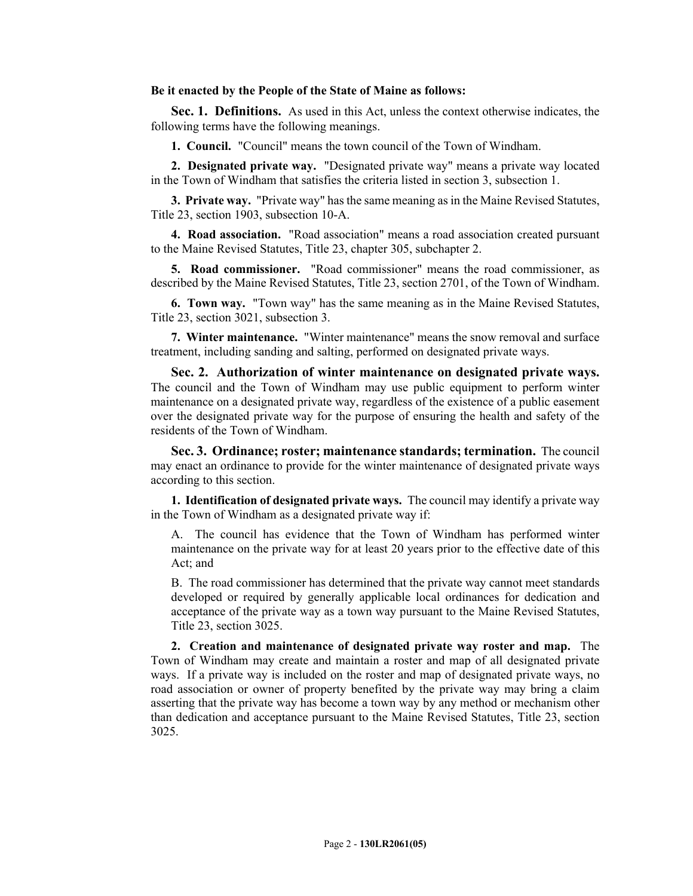**Be it enacted by the People of the State of Maine as follows:**

**Sec. 1. Definitions.** As used in this Act, unless the context otherwise indicates, the following terms have the following meanings.

**1. Council.** "Council" means the town council of the Town of Windham.

**2. Designated private way.** "Designated private way" means a private way located in the Town of Windham that satisfies the criteria listed in section 3, subsection 1.

**3. Private way.** "Private way" has the same meaning as in the Maine Revised Statutes, Title 23, section 1903, subsection 10-A.

**4. Road association.** "Road association" means a road association created pursuant to the Maine Revised Statutes, Title 23, chapter 305, subchapter 2.

**5. Road commissioner.** "Road commissioner" means the road commissioner, as described by the Maine Revised Statutes, Title 23, section 2701, of the Town of Windham.

**6. Town way.** "Town way" has the same meaning as in the Maine Revised Statutes, Title 23, section 3021, subsection 3.

**7. Winter maintenance.** "Winter maintenance" means the snow removal and surface treatment, including sanding and salting, performed on designated private ways.

**Sec. 2. Authorization of winter maintenance on designated private ways.** The council and the Town of Windham may use public equipment to perform winter maintenance on a designated private way, regardless of the existence of a public easement over the designated private way for the purpose of ensuring the health and safety of the residents of the Town of Windham.

**Sec. 3. Ordinance; roster; maintenance standards; termination.** The council may enact an ordinance to provide for the winter maintenance of designated private ways according to this section.

**1. Identification of designated private ways.** The council may identify a private way in the Town of Windham as a designated private way if:

A. The council has evidence that the Town of Windham has performed winter maintenance on the private way for at least 20 years prior to the effective date of this Act; and

B. The road commissioner has determined that the private way cannot meet standards developed or required by generally applicable local ordinances for dedication and acceptance of the private way as a town way pursuant to the Maine Revised Statutes, Title 23, section 3025.

**2. Creation and maintenance of designated private way roster and map.** The Town of Windham may create and maintain a roster and map of all designated private ways. If a private way is included on the roster and map of designated private ways, no road association or owner of property benefited by the private way may bring a claim asserting that the private way has become a town way by any method or mechanism other than dedication and acceptance pursuant to the Maine Revised Statutes, Title 23, section 3025.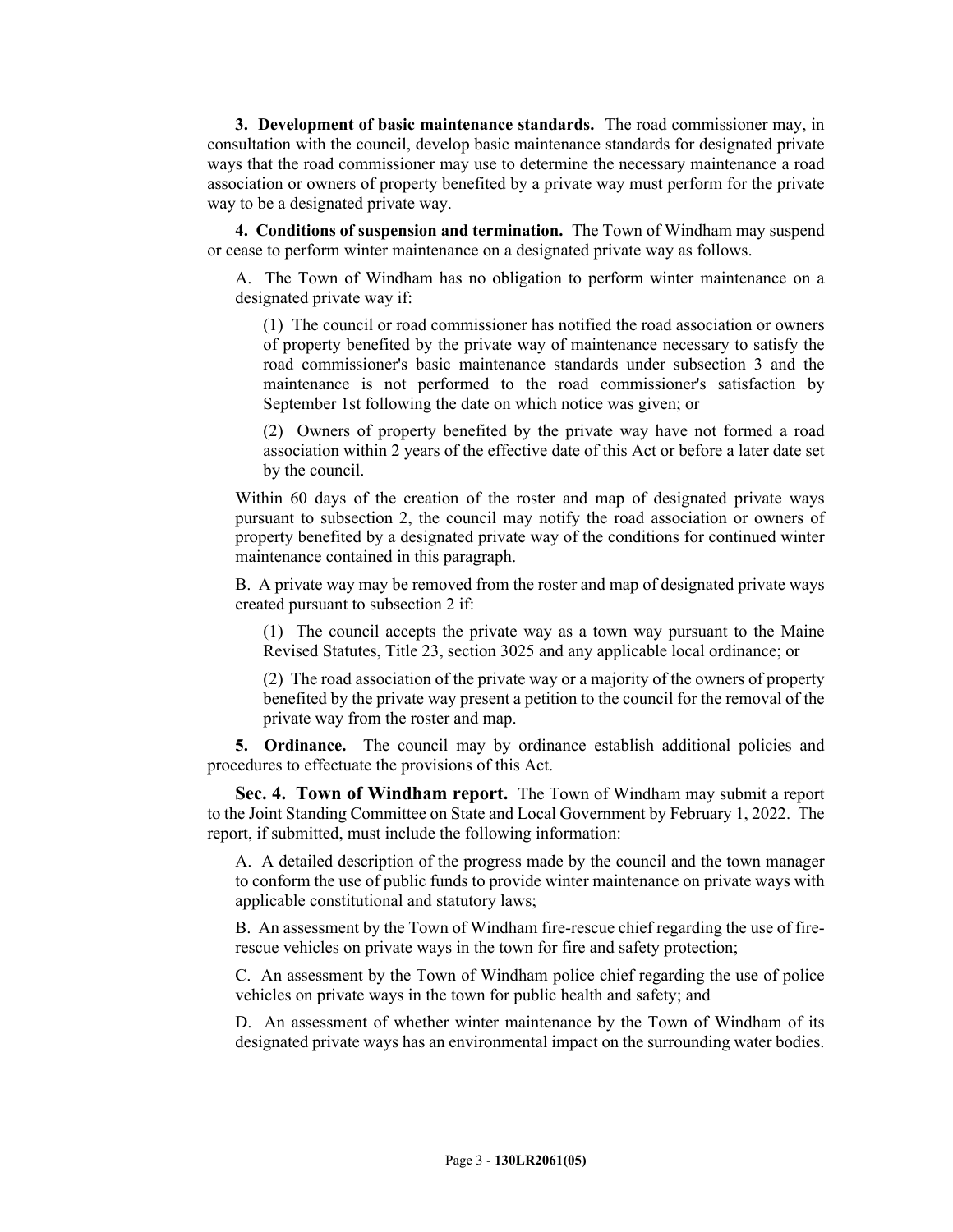**3. Development of basic maintenance standards.** The road commissioner may, in consultation with the council, develop basic maintenance standards for designated private ways that the road commissioner may use to determine the necessary maintenance a road association or owners of property benefited by a private way must perform for the private way to be a designated private way.

**4. Conditions of suspension and termination.** The Town of Windham may suspend or cease to perform winter maintenance on a designated private way as follows.

A. The Town of Windham has no obligation to perform winter maintenance on a designated private way if:

(1) The council or road commissioner has notified the road association or owners of property benefited by the private way of maintenance necessary to satisfy the road commissioner's basic maintenance standards under subsection 3 and the maintenance is not performed to the road commissioner's satisfaction by September 1st following the date on which notice was given; or

(2) Owners of property benefited by the private way have not formed a road association within 2 years of the effective date of this Act or before a later date set by the council.

Within 60 days of the creation of the roster and map of designated private ways pursuant to subsection 2, the council may notify the road association or owners of property benefited by a designated private way of the conditions for continued winter maintenance contained in this paragraph.

B. A private way may be removed from the roster and map of designated private ways created pursuant to subsection 2 if:

(1) The council accepts the private way as a town way pursuant to the Maine Revised Statutes, Title 23, section 3025 and any applicable local ordinance; or

(2) The road association of the private way or a majority of the owners of property benefited by the private way present a petition to the council for the removal of the private way from the roster and map.

**5. Ordinance.** The council may by ordinance establish additional policies and procedures to effectuate the provisions of this Act.

**Sec. 4. Town of Windham report.** The Town of Windham may submit a report to the Joint Standing Committee on State and Local Government by February 1, 2022. The report, if submitted, must include the following information:

A. A detailed description of the progress made by the council and the town manager to conform the use of public funds to provide winter maintenance on private ways with applicable constitutional and statutory laws;

B. An assessment by the Town of Windham fire-rescue chief regarding the use of fire-rescue vehicles on private ways in the town for fire and safety protection;

C. An assessment by the Town of Windham police chief regarding the use of police vehicles on private ways in the town for public health and safety; and

D. An assessment of whether winter maintenance by the Town of Windham of its designated private ways has an environmental impact on the surrounding water bodies.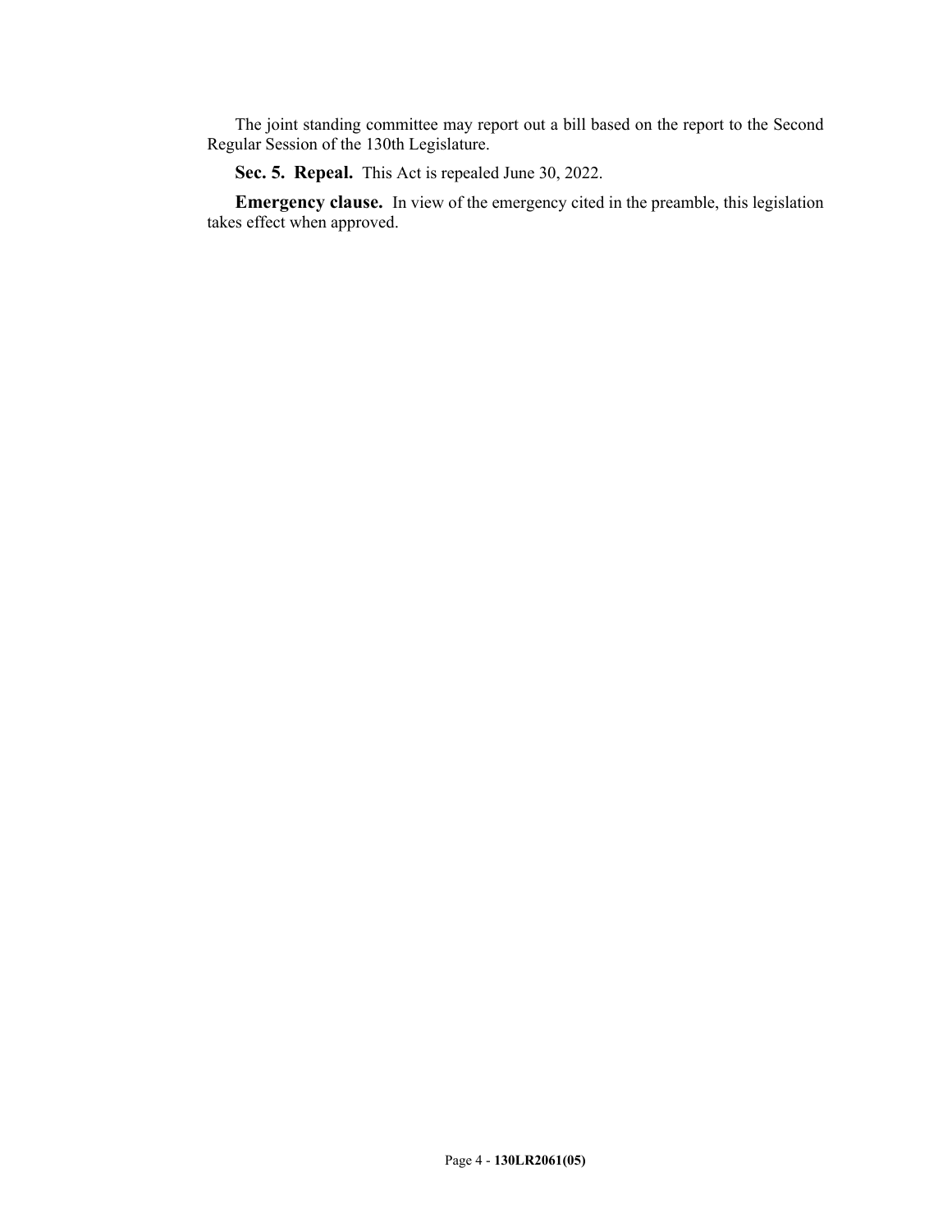The joint standing committee may report out a bill based on the report to the Second Regular Session of the 130th Legislature.

**Sec. 5. Repeal.** This Act is repealed June 30, 2022.

**Emergency clause.** In view of the emergency cited in the preamble, this legislation takes effect when approved.